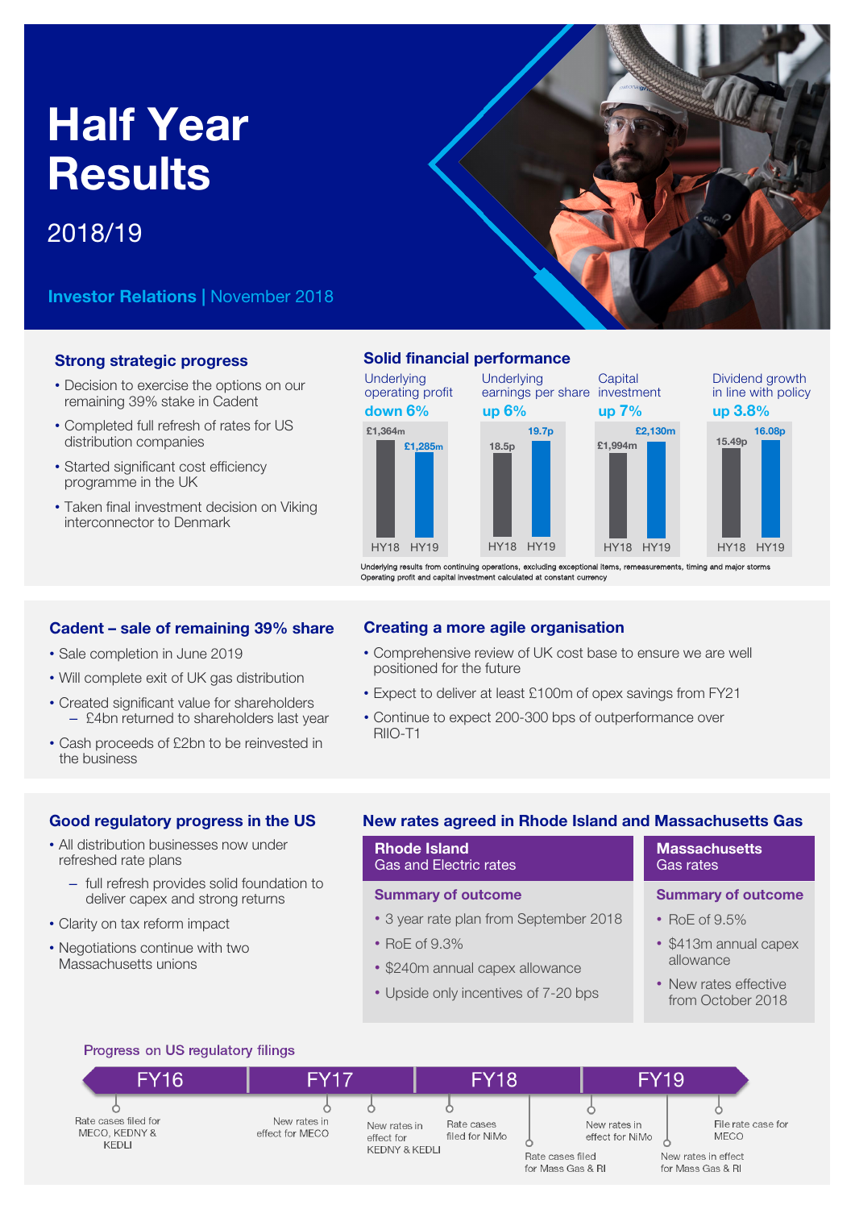# Half Year Results

2018/19

**Investor Relations** | November 2018

## Strong strategic progress

- Decision to exercise the options on our remaining 39% stake in Cadent
- Completed full refresh of rates for US distribution companies
- Started significant cost efficiency programme in the UK
- Taken final investment decision on Viking interconnector to Denmark

## Solid financial performance

| | HY18 | HY19 | Change |
|---|---|---|---|
| Underlying operating profit | £1,364m | £1,285m | down 6% |
| Underlying earnings per share | 18.5p | 19.7p | up 6% |
| Capital investment | £1,994m | £2,130m | up 7% |
| Dividend growth in line with policy | 15.49p | 16.08p | up 3.8% |

Underlying results from continuing operations, excluding exceptional items, remeasurements, timing and major storms
Operating profit and capital investment calculated at constant currency

## Cadent – sale of remaining 39% share

- Sale completion in June 2019
- Will complete exit of UK gas distribution
- Created significant value for shareholders
  - £4bn returned to shareholders last year
- Cash proceeds of £2bn to be reinvested in the business

## Creating a more agile organisation

- Comprehensive review of UK cost base to ensure we are well positioned for the future
- Expect to deliver at least £100m of opex savings from FY21
- Continue to expect 200-300 bps of outperformance over RIIO-T1

## Good regulatory progress in the US

- All distribution businesses now under refreshed rate plans
  - full refresh provides solid foundation to deliver capex and strong returns
- Clarity on tax reform impact
- Negotiations continue with two Massachusetts unions

## New rates agreed in Rhode Island and Massachusetts Gas

### Rhode Island
Gas and Electric rates

**Summary of outcome**

- 3 year rate plan from September 2018
- RoE of 9.3%
- $240m annual capex allowance
- Upside only incentives of 7-20 bps

### Massachusetts
Gas rates

**Summary of outcome**

- RoE of 9.5%
- $413m annual capex allowance
- New rates effective from October 2018

### Progress on US regulatory filings

- **FY16**: Rate cases filed for MECO, KEDNY & KEDLI
- **FY17**: New rates in effect for MECO; New rates in effect for KEDNY & KEDLI
- **FY18**: Rate cases filed for NiMo; Rate cases filed for Mass Gas & RI
- **FY19**: New rates in effect for NiMo; New rates in effect for Mass Gas & RI; File rate case for MECO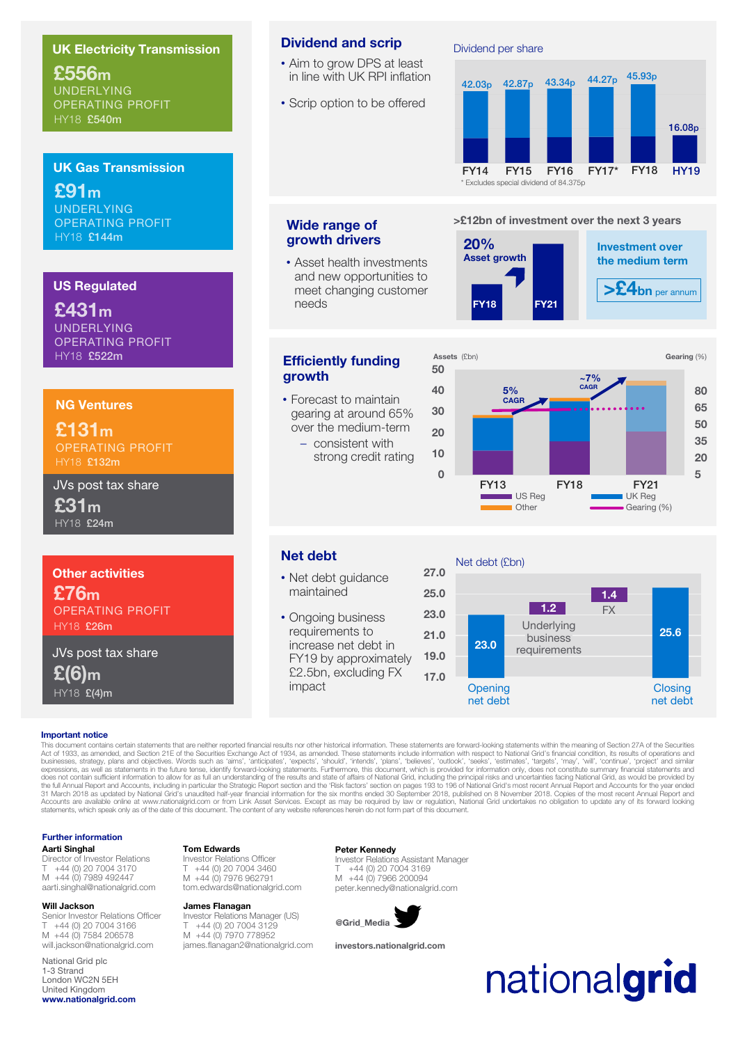## UK Electricity Transmission

**£556m**
UNDERLYING OPERATING PROFIT
HY18 **£540m**

## UK Gas Transmission

**£91m**
UNDERLYING OPERATING PROFIT
HY18 **£144m**

## US Regulated

**£431m**
UNDERLYING OPERATING PROFIT
HY18 **£522m**

## NG Ventures

**£131m**
OPERATING PROFIT
HY18 **£132m**

JVs post tax share
**£31m**
HY18 **£24m**

## Other activities

**£76m**
OPERATING PROFIT
HY18 **£26m**

JVs post tax share
**£(6)m**
HY18 **£(4)m**

## Dividend and scrip

- Aim to grow DPS at least in line with UK RPI inflation
- Scrip option to be offered

Dividend per share

42.03p FY14
42.87p FY15
43.34p FY16
44.27p FY17*
45.93p FY18
16.08p HY19

\* Excludes special dividend of 84.375p

## Wide range of growth drivers

- Asset health investments and new opportunities to meet changing customer needs

>£12bn of investment over the next 3 years

**20%** Asset growth
FY18
FY21

Investment over the medium term
**>£4bn** per annum

## Efficiently funding growth

- Forecast to maintain gearing at around 65% over the medium-term
  - consistent with strong credit rating

Assets (£bn)
50
40
30
20
10
0

Gearing (%)
80
65
50
35
20
5

5% CAGR
~7% CAGR

FY13
FY18
FY21

US Reg
Other
UK Reg
Gearing (%)

## Net debt

- Net debt guidance maintained
- Ongoing business requirements to increase net debt in FY19 by approximately £2.5bn, excluding FX impact

Net debt (£bn)

27.0
25.0
23.0
21.0
19.0
17.0

23.0 Opening net debt
1.2 Underlying business requirements
1.4 FX
25.6 Closing net debt

**Important notice**

This document contains certain statements that are neither reported financial results nor other historical information. These statements are forward-looking statements within the meaning of Section 27A of the Securities Act of 1933, as amended, and Section 21E of the Securities Exchange Act of 1934, as amended. These statements include information with respect to National Grid's financial condition, its results of operations and businesses, strategy, plans and objectives. Words such as 'aims', 'anticipates', 'expects', 'should', 'intends', 'plans', 'believes', 'outlook', 'seeks', 'estimates', 'targets', 'may', 'will', 'continue', 'project' and similar expressions, as well as statements in the future tense, identify forward-looking statements. Furthermore, this document, which is provided for information only, does not constitute summary financial statements and does not contain sufficient information to allow for as full an understanding of the results and state of affairs of National Grid, including the principal risks and uncertainties facing National Grid, as would be provided by the full Annual Report and Accounts, including in particular the Strategic Report section and the 'Risk factors' section on pages 193 to 196 of National Grid's most recent Annual Report and Accounts for the year ended 31 March 2018 as updated by National Grid's unaudited half-year financial information for the six months ended 30 September 2018, published on 8 November 2018. Copies of the most recent Annual Report and Accounts are available online at www.nationalgrid.com or from Link Asset Services. Except as may be required by law or regulation, National Grid undertakes no obligation to update any of its forward looking statements, which speak only as of the date of this document. The content of any website references herein do not form part of this document.

**Further information**

**Aarti Singhal**
Director of Investor Relations
T +44 (0) 20 7004 3170
M +44 (0) 7989 492447
aarti.singhal@nationalgrid.com

**Will Jackson**
Senior Investor Relations Officer
T +44 (0) 20 7004 3166
M +44 (0) 7584 206578
will.jackson@nationalgrid.com

**Tom Edwards**
Investor Relations Officer
T +44 (0) 20 7004 3460
M +44 (0) 7976 962791
tom.edwards@nationalgrid.com

**James Flanagan**
Investor Relations Manager (US)
T +44 (0) 20 7004 3129
M +44 (0) 7970 778952
james.flanagan2@nationalgrid.com

**Peter Kennedy**
Investor Relations Assistant Manager
T +44 (0) 20 7004 3169
M +44 (0) 7966 200094
peter.kennedy@nationalgrid.com

**@Grid_Media**

**investors.nationalgrid.com**

National Grid plc
1-3 Strand
London WC2N 5EH
United Kingdom
**www.nationalgrid.com**

nationalgrid